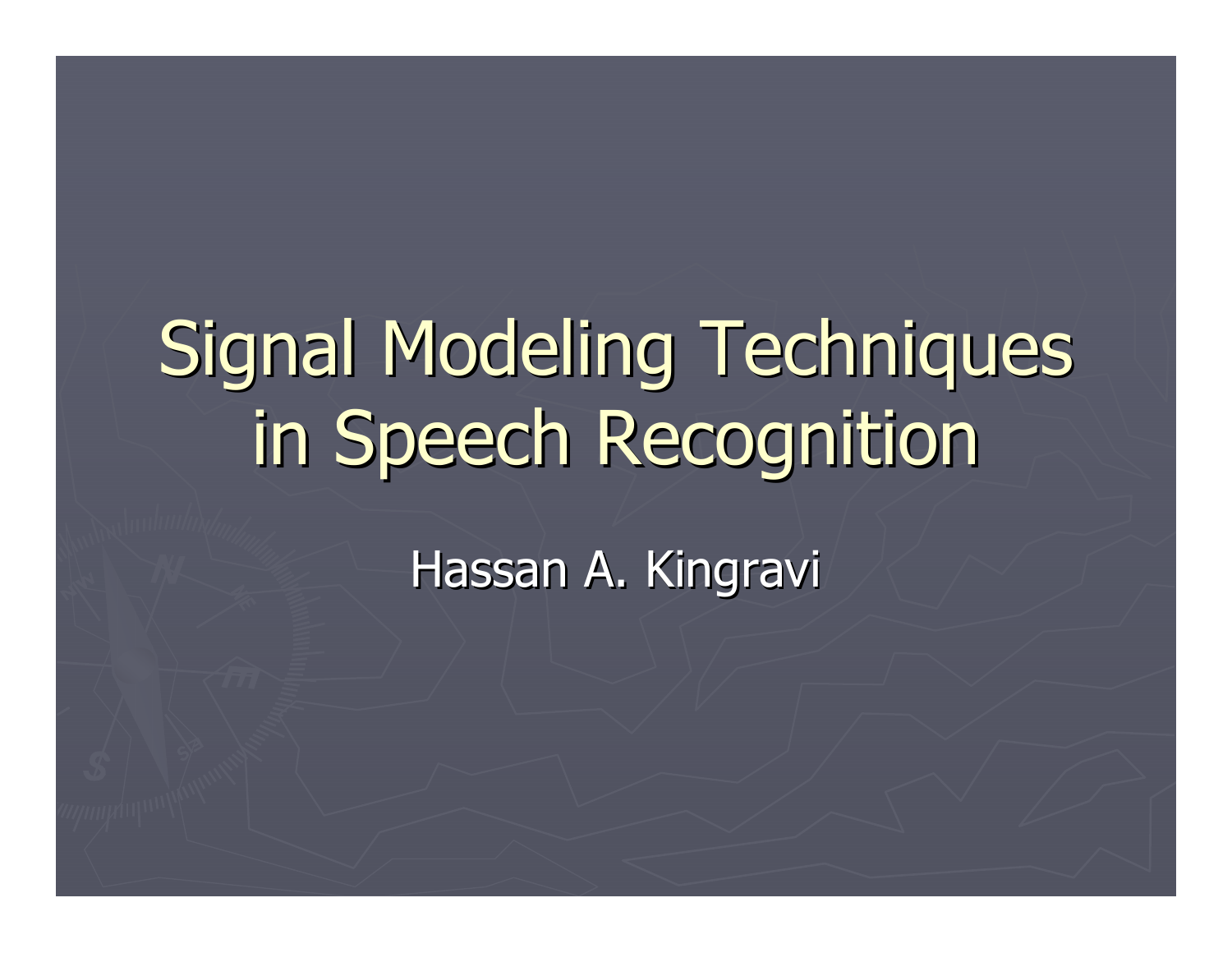# Signal Modeling Techniques in Speech Recognition

Hassan A. Kingravi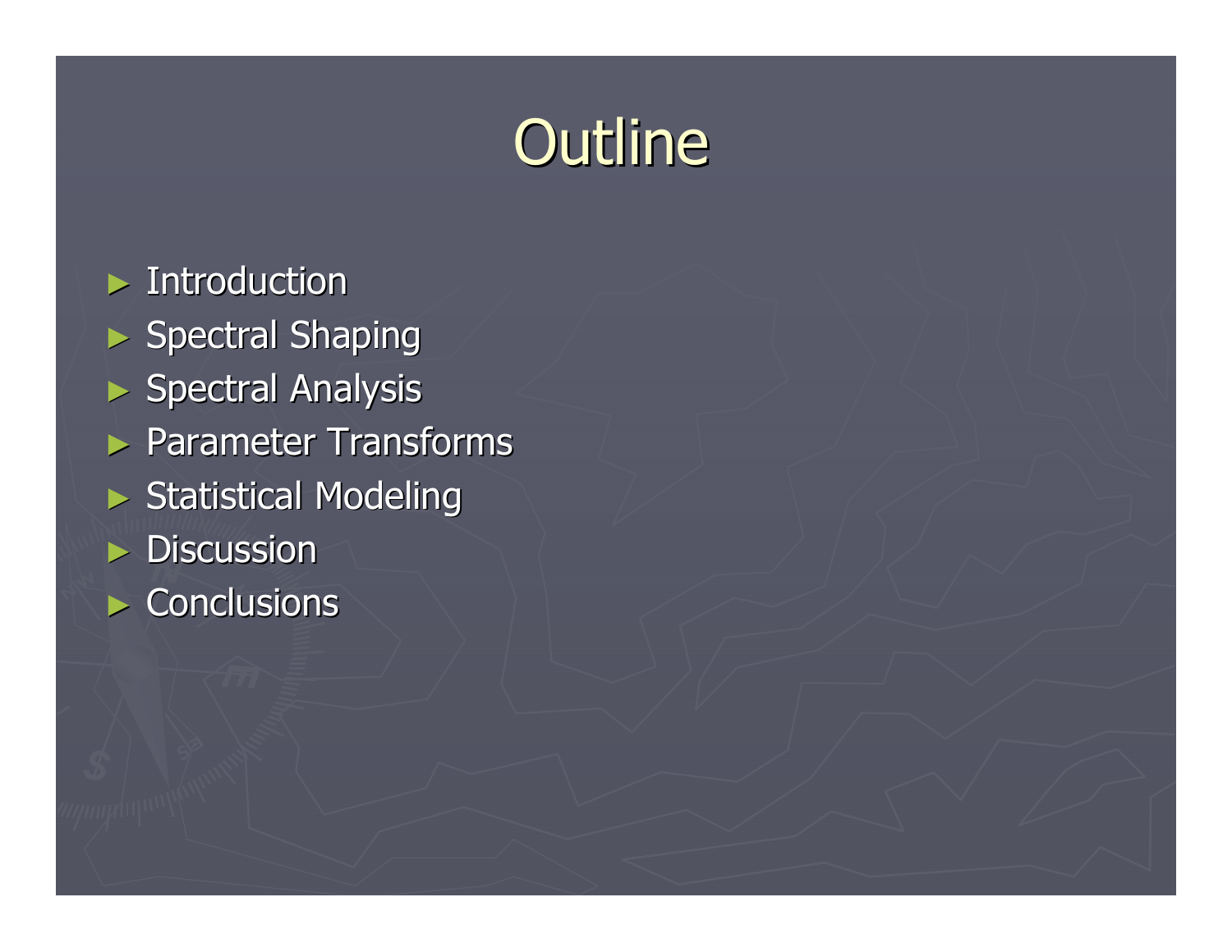# Outline

- Introduction
- Spectral Shaping
- Spectral Analysis
- Parameter Transforms
- Statistical Modeling
- Discussion
- Conclusions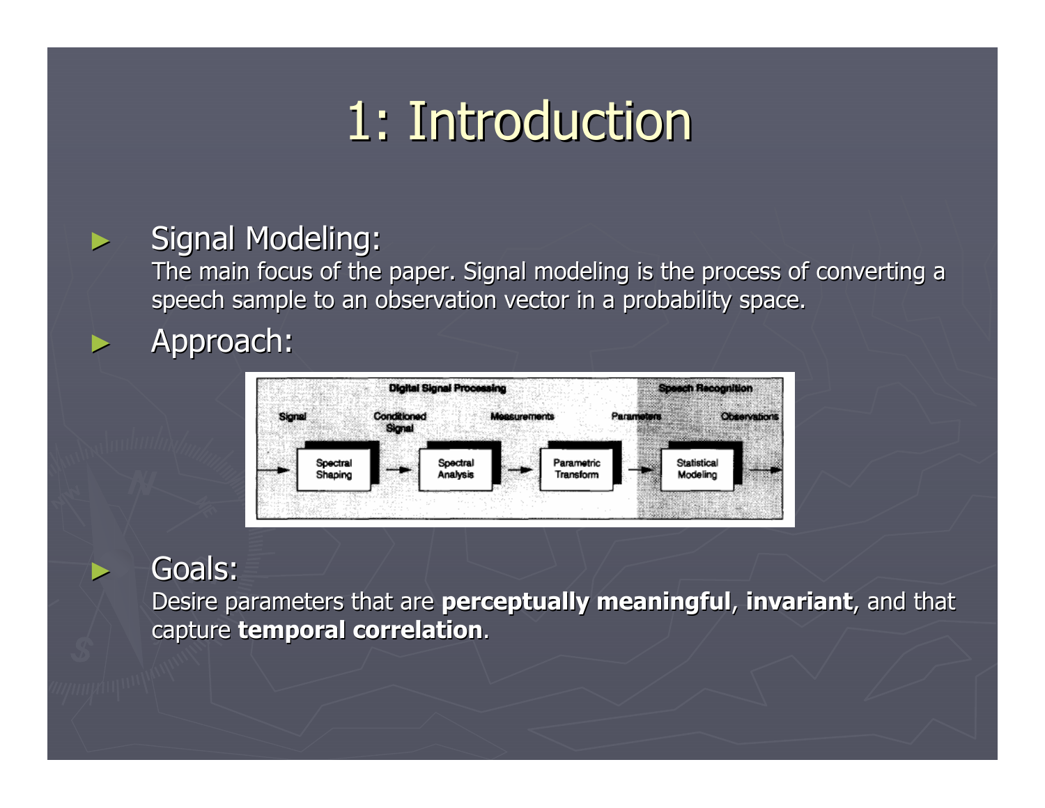# 1: Introduction

- Signal Modeling:
  The main focus of the paper. Signal modeling is the process of converting a speech sample to an observation vector in a probability space.
- Approach:
- Goals:
  Desire parameters that are **perceptually meaningful**, **invariant**, and that capture **temporal correlation**.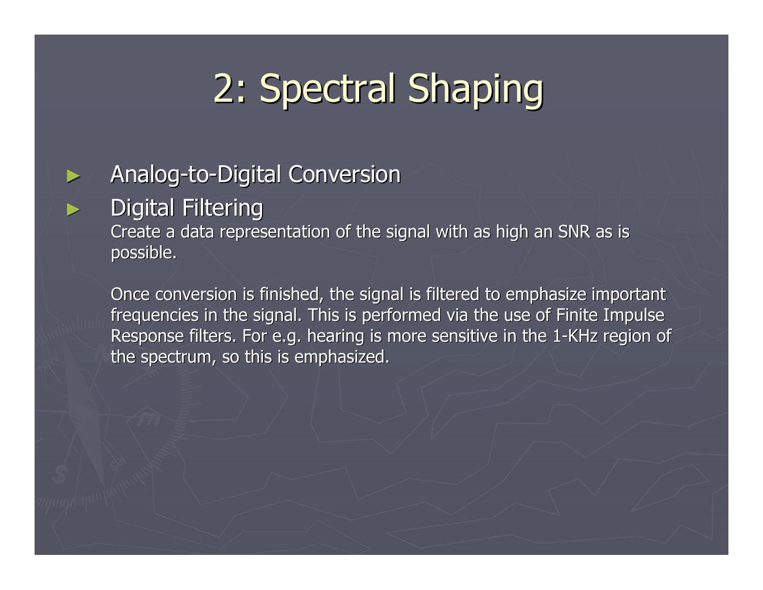# 2: Spectral Shaping

- Analog-to-Digital Conversion
- Digital Filtering

  Create a data representation of the signal with as high an SNR as is possible.

  Once conversion is finished, the signal is filtered to emphasize important frequencies in the signal. This is performed via the use of Finite Impulse Response filters. For e.g. hearing is more sensitive in the 1-KHz region of the spectrum, so this is emphasized.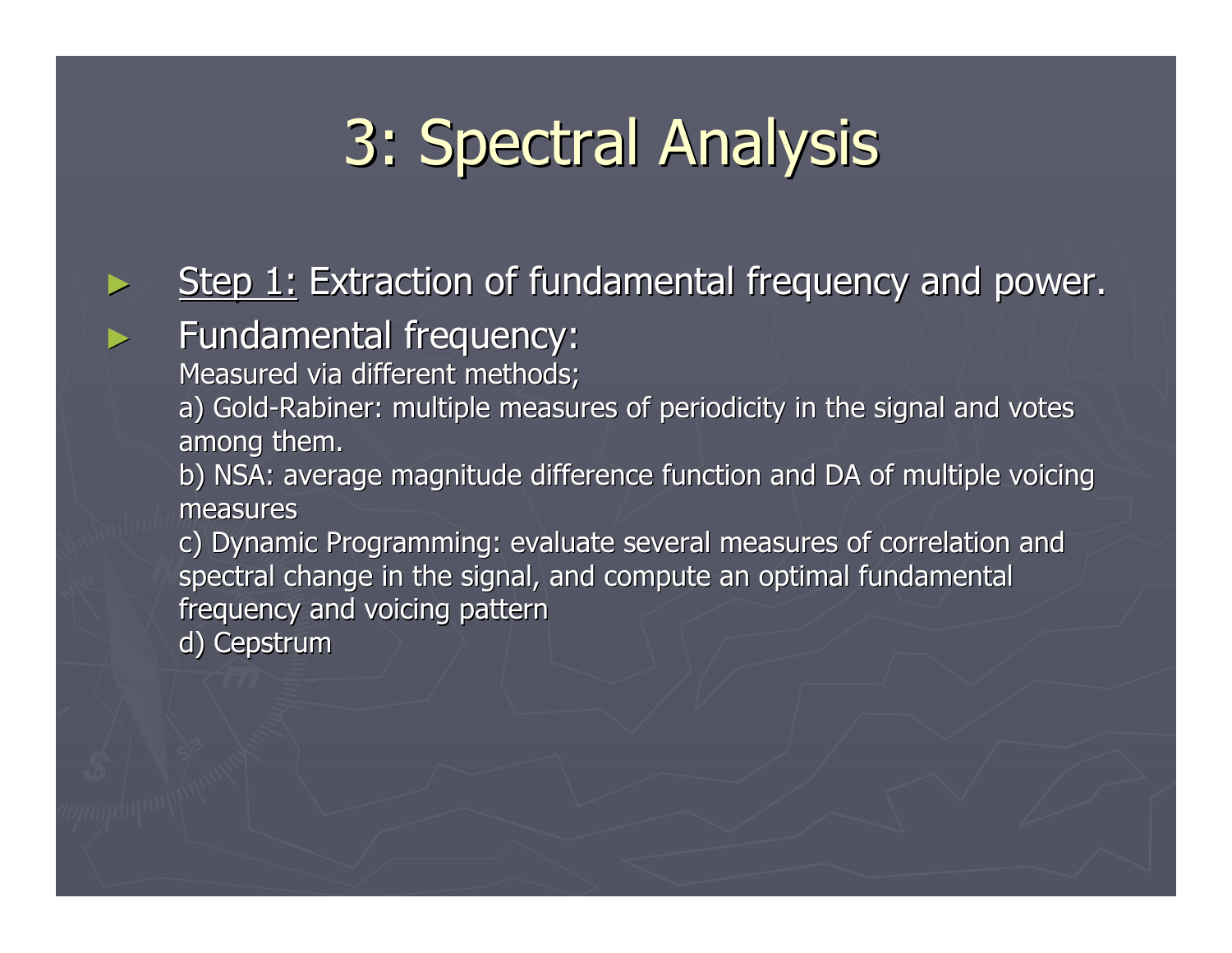# 3: Spectral Analysis

- Step 1: Extraction of fundamental frequency and power.
- Fundamental frequency:

  Measured via different methods;

  a) Gold-Rabiner: multiple measures of periodicity in the signal and votes among them.

  b) NSA: average magnitude difference function and DA of multiple voicing measures

  c) Dynamic Programming: evaluate several measures of correlation and spectral change in the signal, and compute an optimal fundamental frequency and voicing pattern

  d) Cepstrum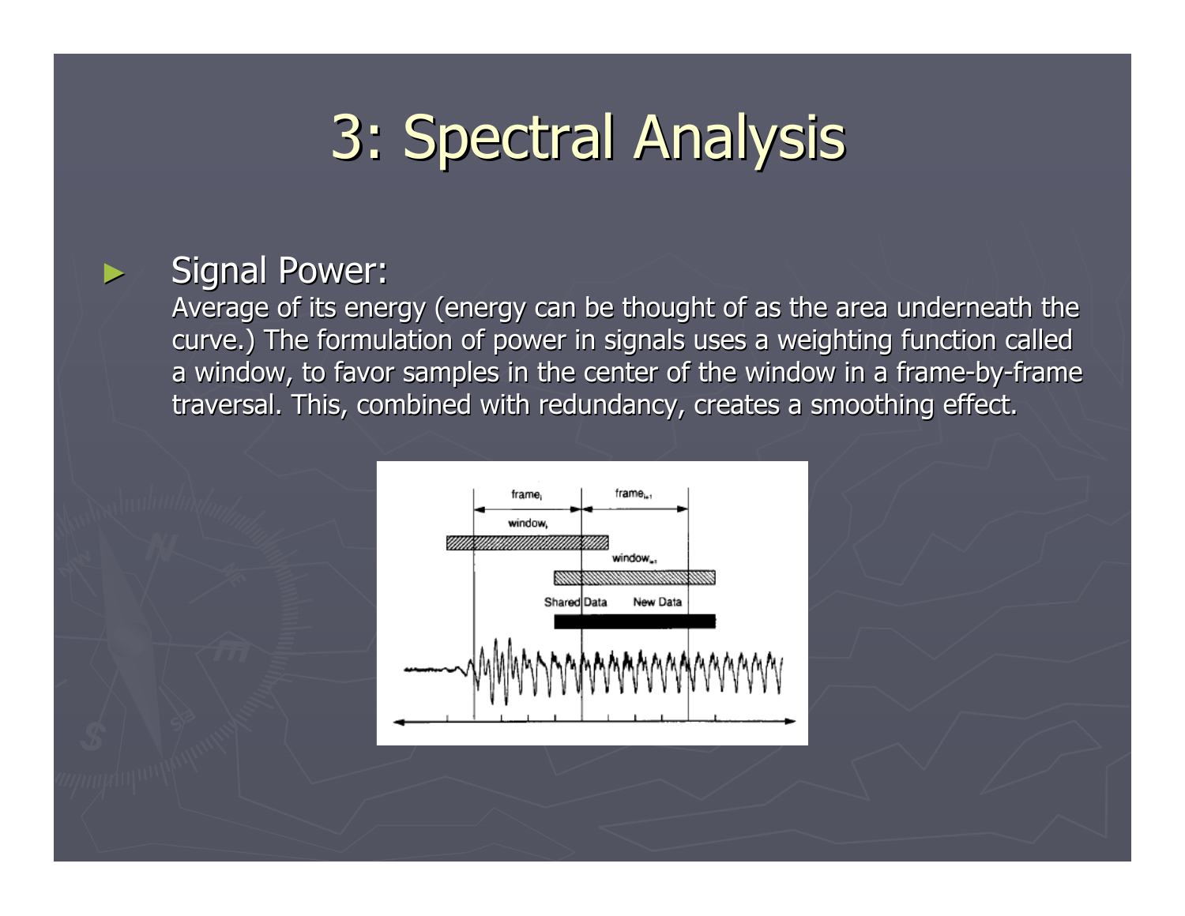# 3: Spectral Analysis

- Signal Power:

  Average of its energy (energy can be thought of as the area underneath the curve.) The formulation of power in signals uses a weighting function called a window, to favor samples in the center of the window in a frame-by-frame traversal. This, combined with redundancy, creates a smoothing effect.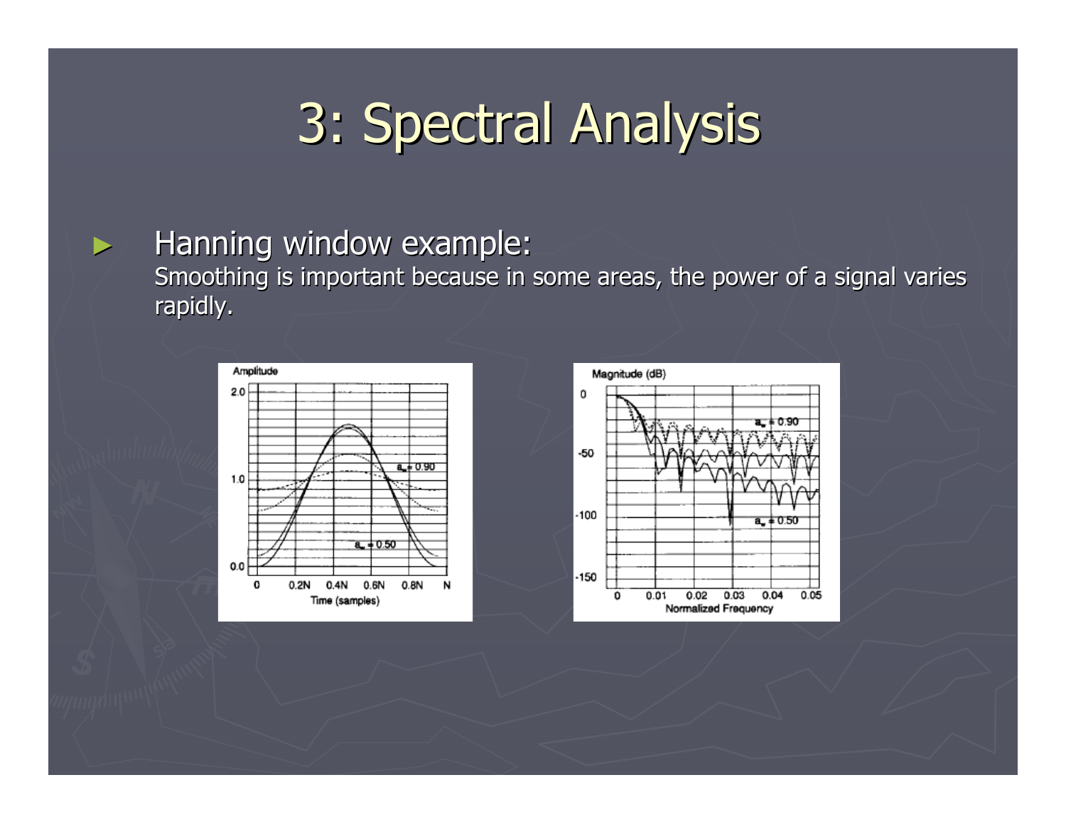# 3: Spectral Analysis

- Hanning window example:
  Smoothing is important because in some areas, the power of a signal varies rapidly.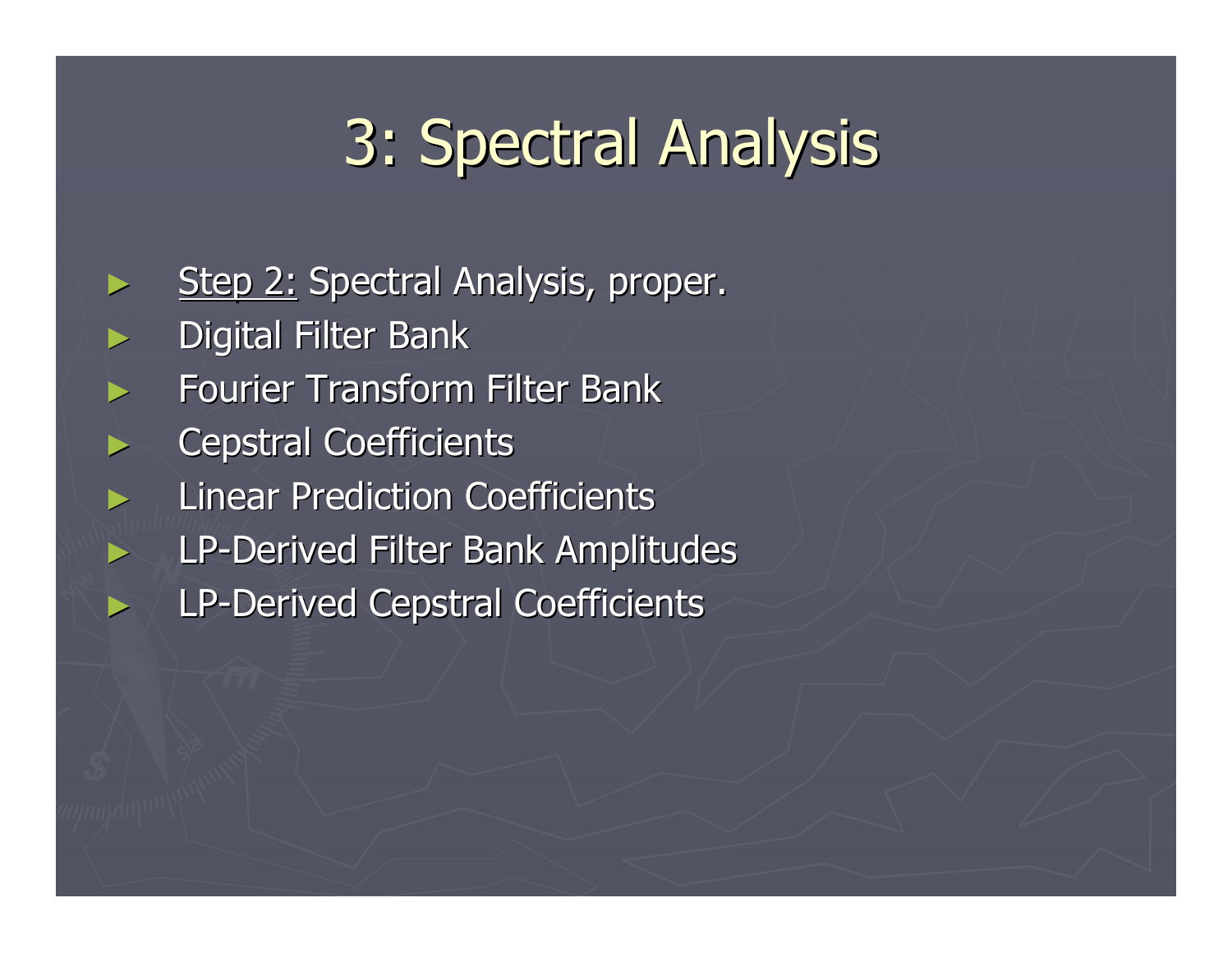# 3: Spectral Analysis

- Step 2: Spectral Analysis, proper.
- Digital Filter Bank
- Fourier Transform Filter Bank
- Cepstral Coefficients
- Linear Prediction Coefficients
- LP-Derived Filter Bank Amplitudes
- LP-Derived Cepstral Coefficients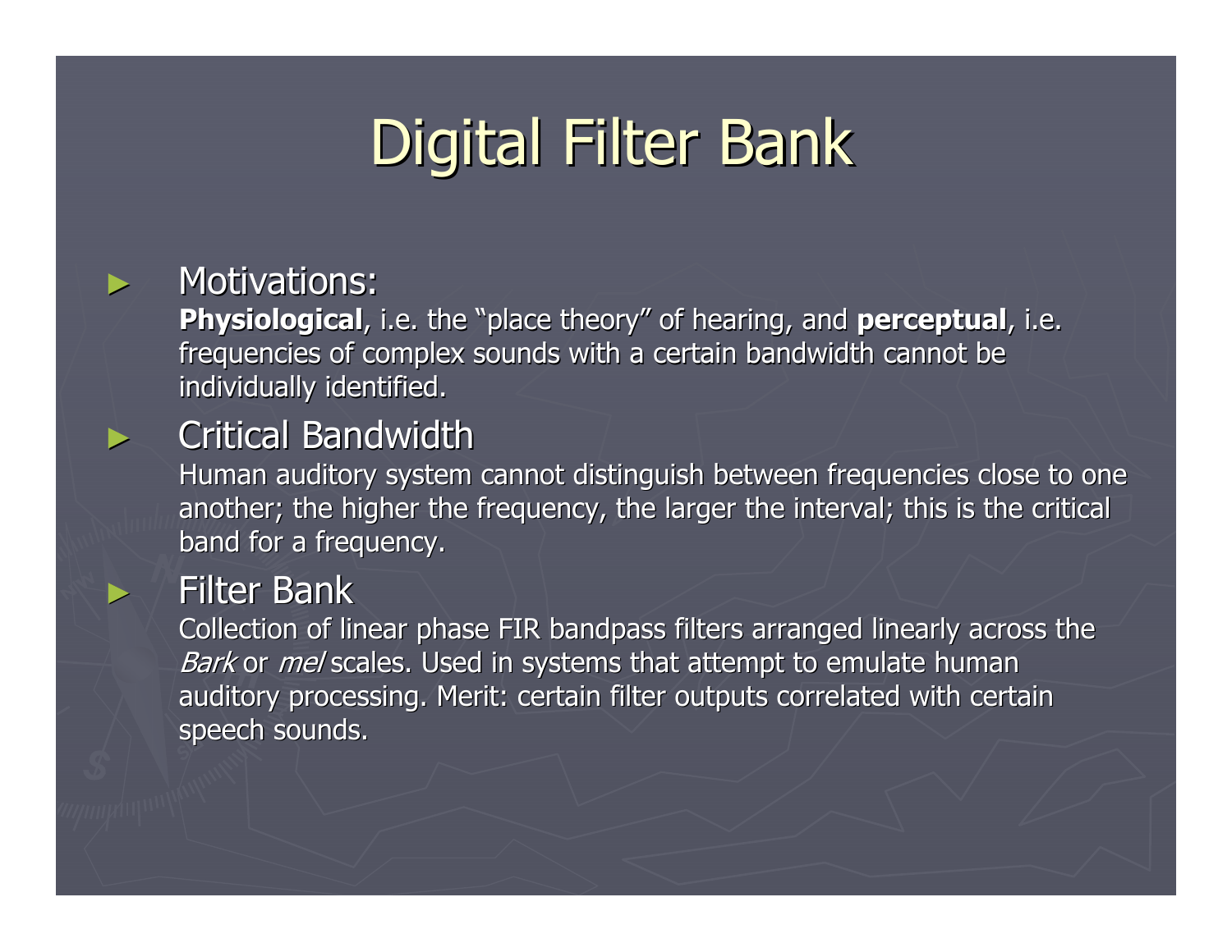# Digital Filter Bank

- Motivations:
  **Physiological**, i.e. the "place theory" of hearing, and **perceptual**, i.e. frequencies of complex sounds with a certain bandwidth cannot be individually identified.
- Critical Bandwidth
  Human auditory system cannot distinguish between frequencies close to one another; the higher the frequency, the larger the interval; this is the critical band for a frequency.
- Filter Bank
  Collection of linear phase FIR bandpass filters arranged linearly across the *Bark* or *mel* scales. Used in systems that attempt to emulate human auditory processing. Merit: certain filter outputs correlated with certain speech sounds.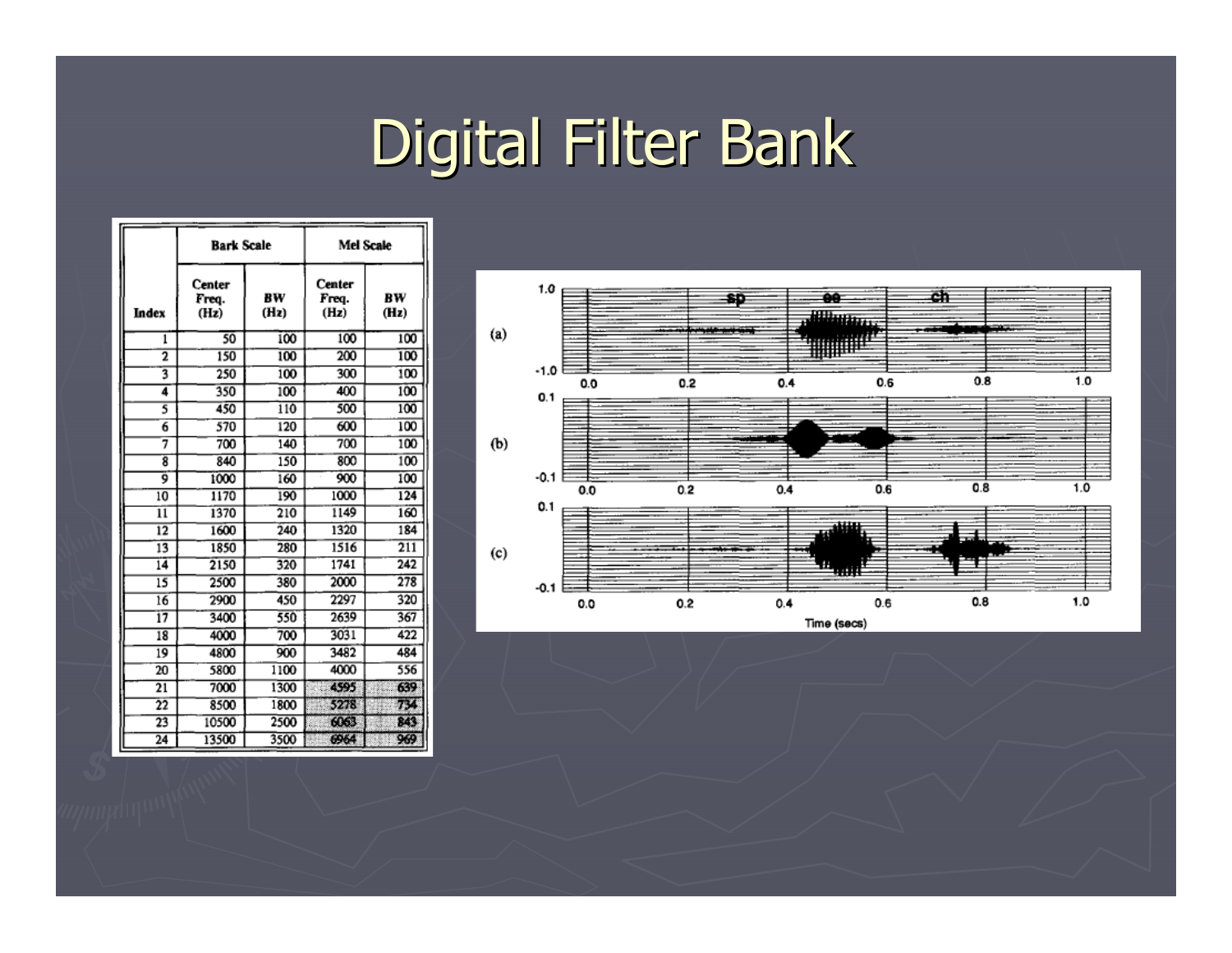# Digital Filter Bank

| Index | Bark Scale | | Mel Scale | |
|---|---|---|---|---|
| | Center Freq. (Hz) | BW (Hz) | Center Freq. (Hz) | BW (Hz) |
| 1 | 50 | 100 | 100 | 100 |
| 2 | 150 | 100 | 200 | 100 |
| 3 | 250 | 100 | 300 | 100 |
| 4 | 350 | 100 | 400 | 100 |
| 5 | 450 | 110 | 500 | 100 |
| 6 | 570 | 120 | 600 | 100 |
| 7 | 700 | 140 | 700 | 100 |
| 8 | 840 | 150 | 800 | 100 |
| 9 | 1000 | 160 | 900 | 100 |
| 10 | 1170 | 190 | 1000 | 124 |
| 11 | 1370 | 210 | 1149 | 160 |
| 12 | 1600 | 240 | 1320 | 184 |
| 13 | 1850 | 280 | 1516 | 211 |
| 14 | 2150 | 320 | 1741 | 242 |
| 15 | 2500 | 380 | 2000 | 278 |
| 16 | 2900 | 450 | 2297 | 320 |
| 17 | 3400 | 550 | 2639 | 367 |
| 18 | 4000 | 700 | 3031 | 422 |
| 19 | 4800 | 900 | 3482 | 484 |
| 20 | 5800 | 1100 | 4000 | 556 |
| 21 | 7000 | 1300 | 4595 | 639 |
| 22 | 8500 | 1800 | 5278 | 734 |
| 23 | 10500 | 2500 | 6063 | 843 |
| 24 | 13500 | 3500 | 6964 | 969 |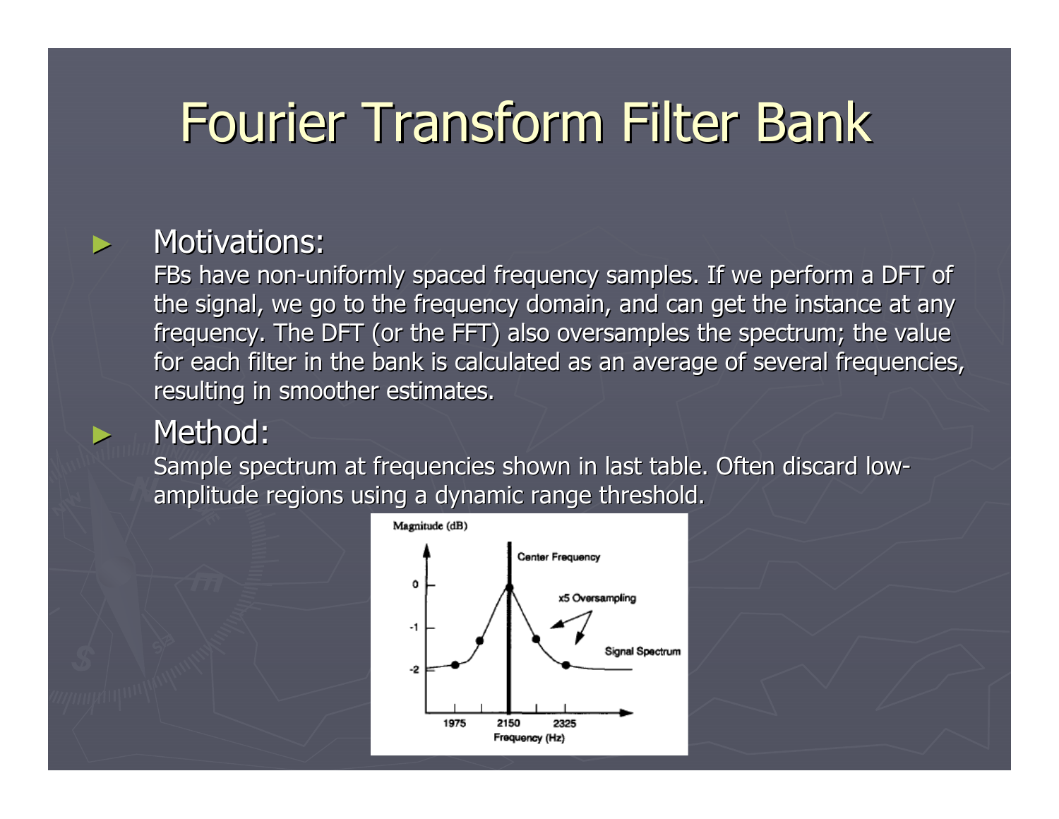# Fourier Transform Filter Bank

- **Motivations:**
  FBs have non-uniformly spaced frequency samples. If we perform a DFT of the signal, we go to the frequency domain, and can get the instance at any frequency. The DFT (or the FFT) also oversamples the spectrum; the value for each filter in the bank is calculated as an average of several frequencies, resulting in smoother estimates.

- **Method:**
  Sample spectrum at frequencies shown in last table. Often discard low-amplitude regions using a dynamic range threshold.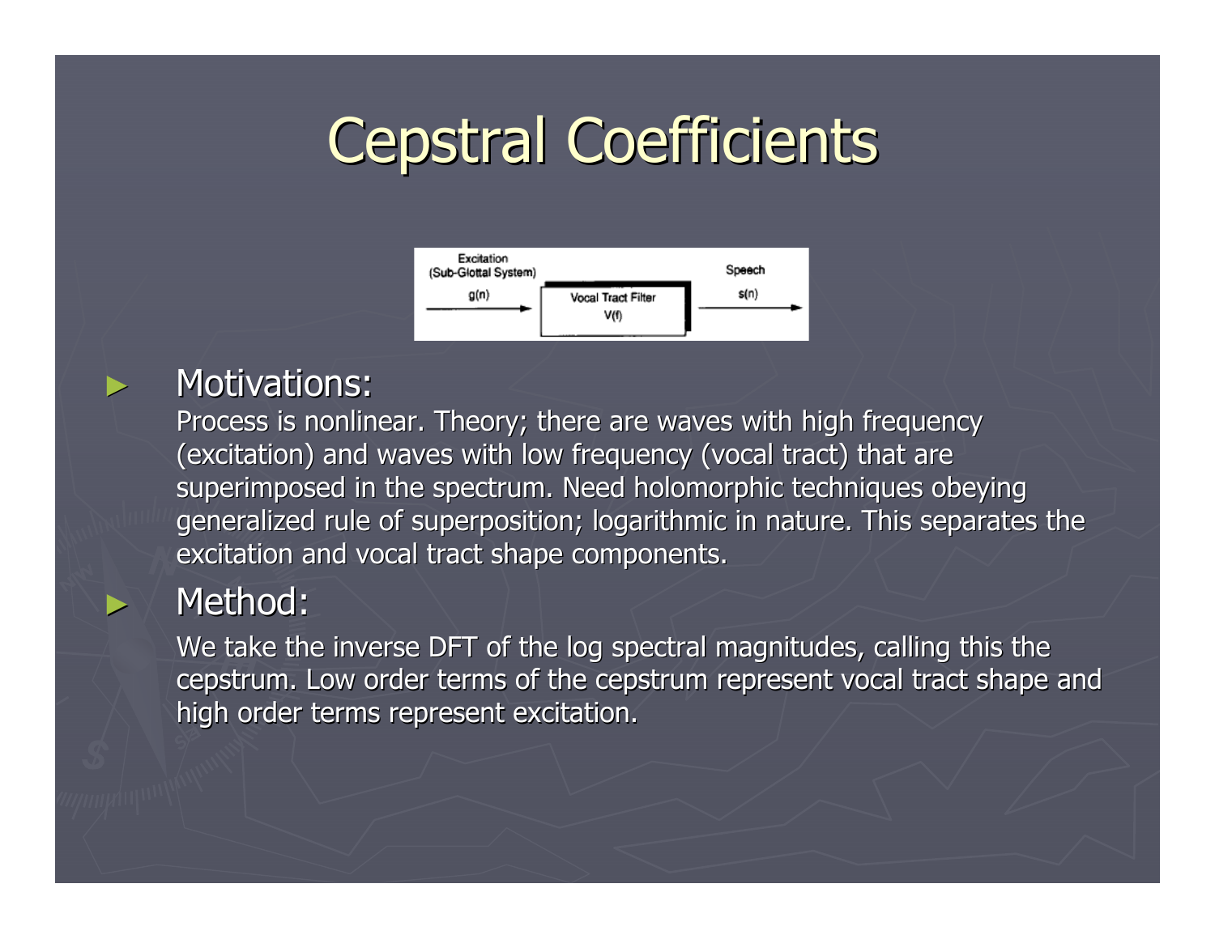# Cepstral Coefficients

Excitation (Sub-Glottal System) $g(n)$ → Vocal Tract Filter $V(f)$ → Speech $s(n)$

- **Motivations:**

  Process is nonlinear. Theory; there are waves with high frequency (excitation) and waves with low frequency (vocal tract) that are superimposed in the spectrum. Need holomorphic techniques obeying generalized rule of superposition; logarithmic in nature. This separates the excitation and vocal tract shape components.

- **Method:**

  We take the inverse DFT of the log spectral magnitudes, calling this the cepstrum. Low order terms of the cepstrum represent vocal tract shape and high order terms represent excitation.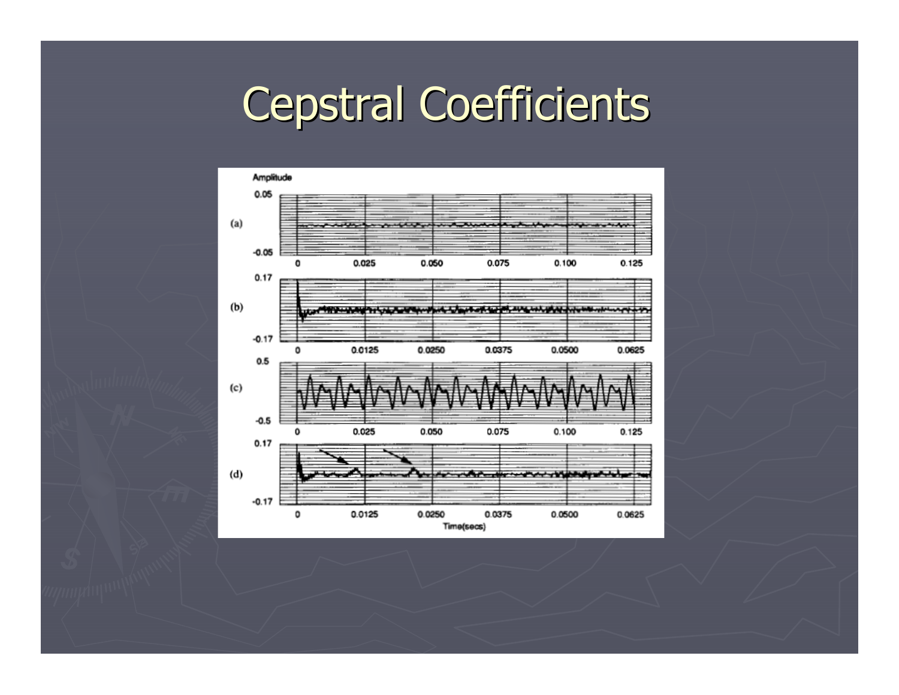# Cepstral Coefficients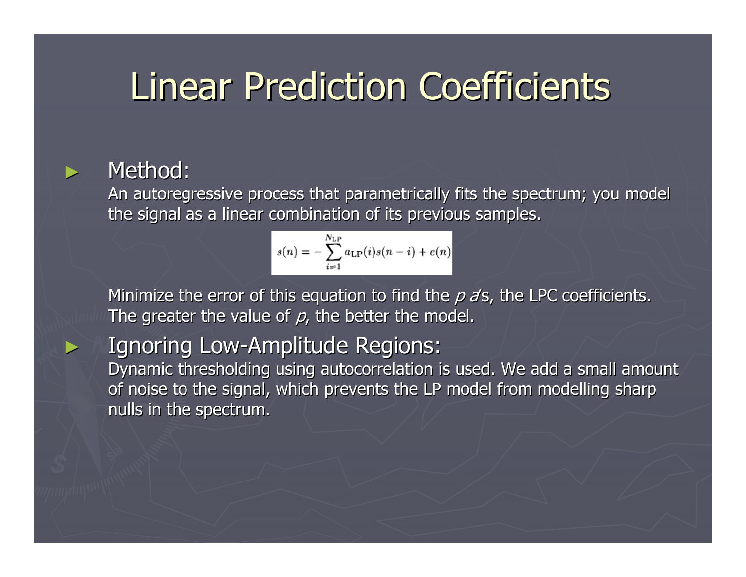# Linear Prediction Coefficients

- Method:
  An autoregressive process that parametrically fits the spectrum; you model the signal as a linear combination of its previous samples.

$$s(n) = -\sum_{i=1}^{N_{\mathrm{LP}}} a_{\mathrm{LP}}(i)s(n-i) + e(n)$$

  Minimize the error of this equation to find the *p a*'s, the LPC coefficients. The greater the value of *p*, the better the model.

- Ignoring Low-Amplitude Regions:
  Dynamic thresholding using autocorrelation is used. We add a small amount of noise to the signal, which prevents the LP model from modelling sharp nulls in the spectrum.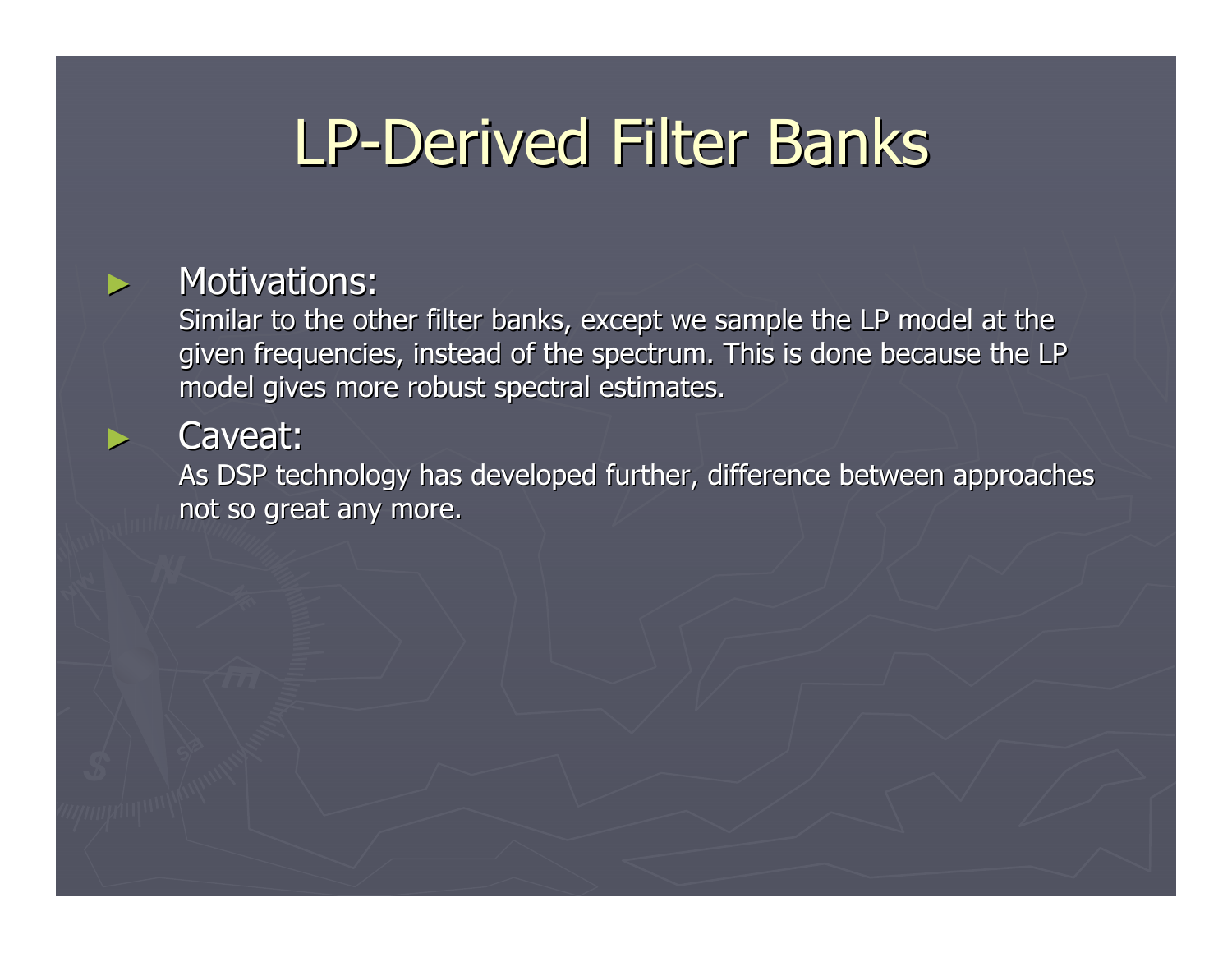# LP-Derived Filter Banks

- Motivations:
  Similar to the other filter banks, except we sample the LP model at the given frequencies, instead of the spectrum. This is done because the LP model gives more robust spectral estimates.

- Caveat:
  As DSP technology has developed further, difference between approaches not so great any more.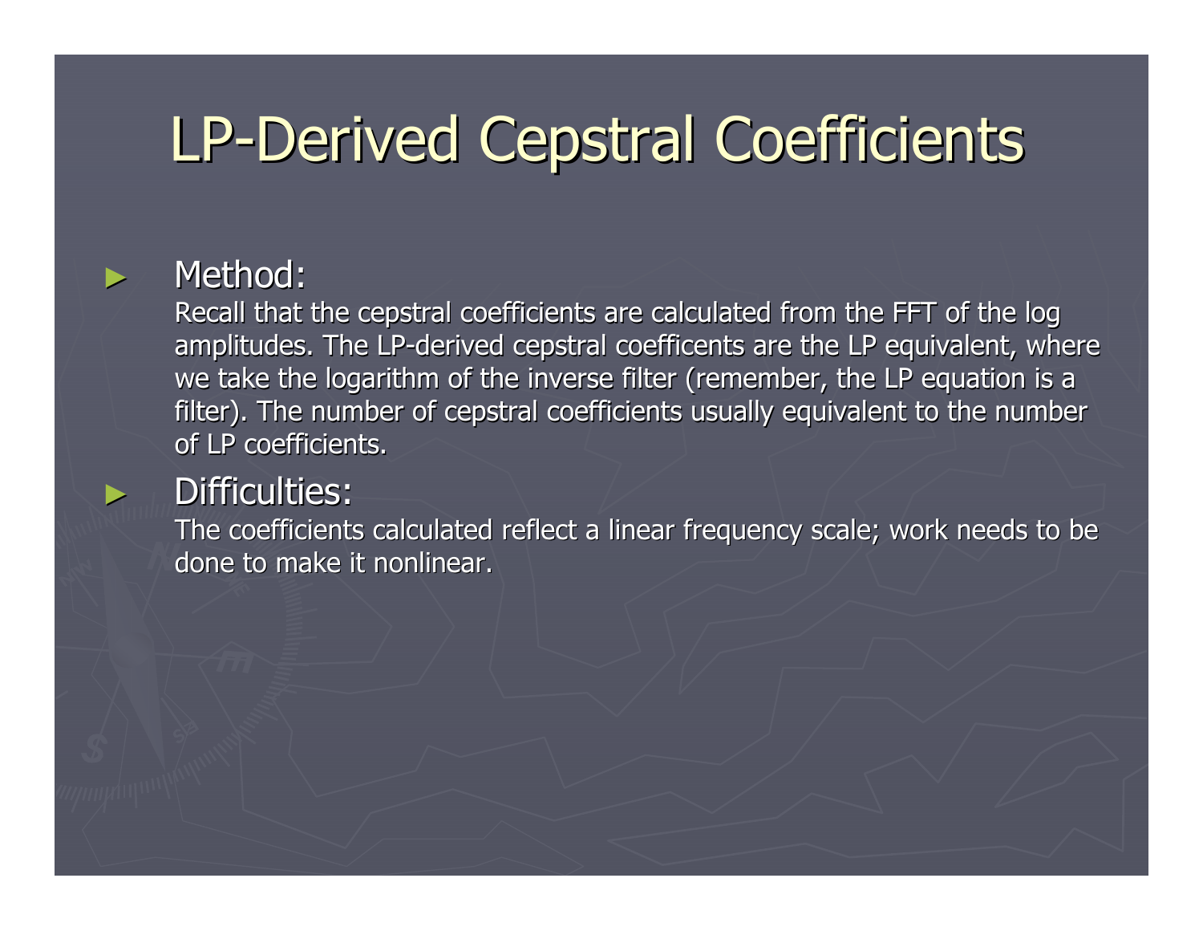# LP-Derived Cepstral Coefficients

- **Method:**
  Recall that the cepstral coefficients are calculated from the FFT of the log amplitudes. The LP-derived cepstral coefficents are the LP equivalent, where we take the logarithm of the inverse filter (remember, the LP equation is a filter). The number of cepstral coefficients usually equivalent to the number of LP coefficients.

- **Difficulties:**
  The coefficients calculated reflect a linear frequency scale; work needs to be done to make it nonlinear.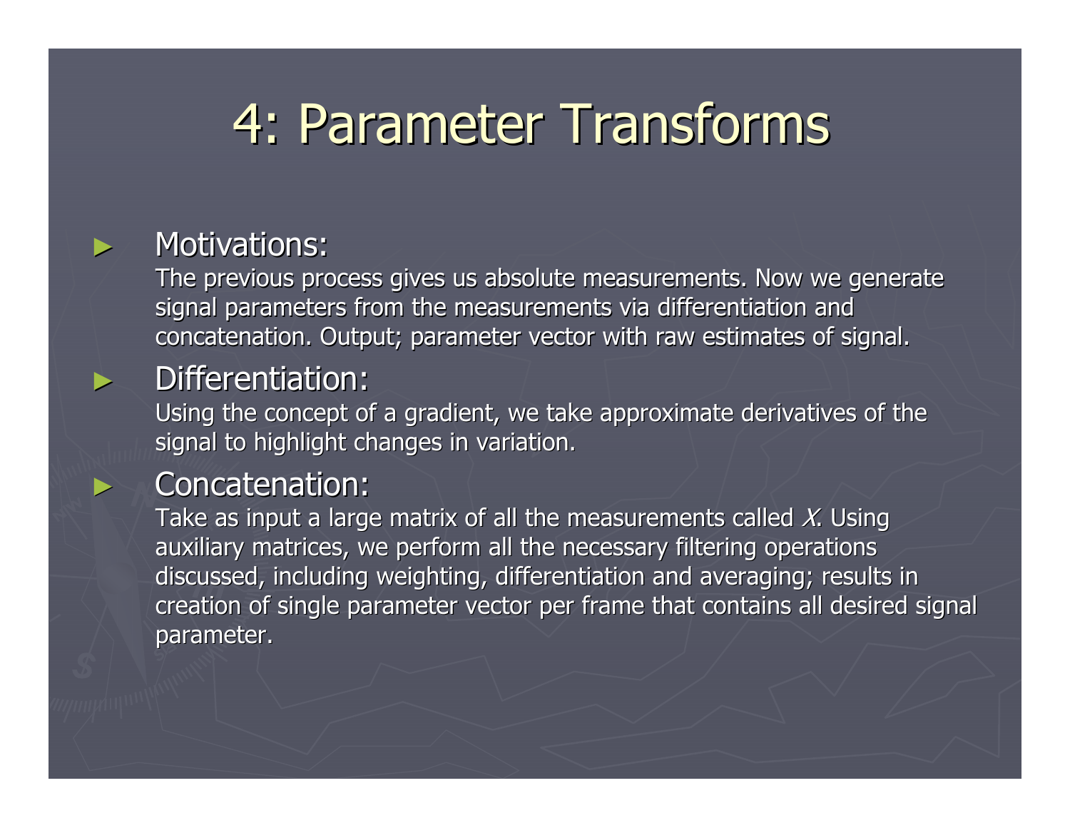# 4: Parameter Transforms

- **Motivations:**
  The previous process gives us absolute measurements. Now we generate signal parameters from the measurements via differentiation and concatenation. Output; parameter vector with raw estimates of signal.
- **Differentiation:**
  Using the concept of a gradient, we take approximate derivatives of the signal to highlight changes in variation.
- **Concatenation:**
  Take as input a large matrix of all the measurements called $X$. Using auxiliary matrices, we perform all the necessary filtering operations discussed, including weighting, differentiation and averaging; results in creation of single parameter vector per frame that contains all desired signal parameter.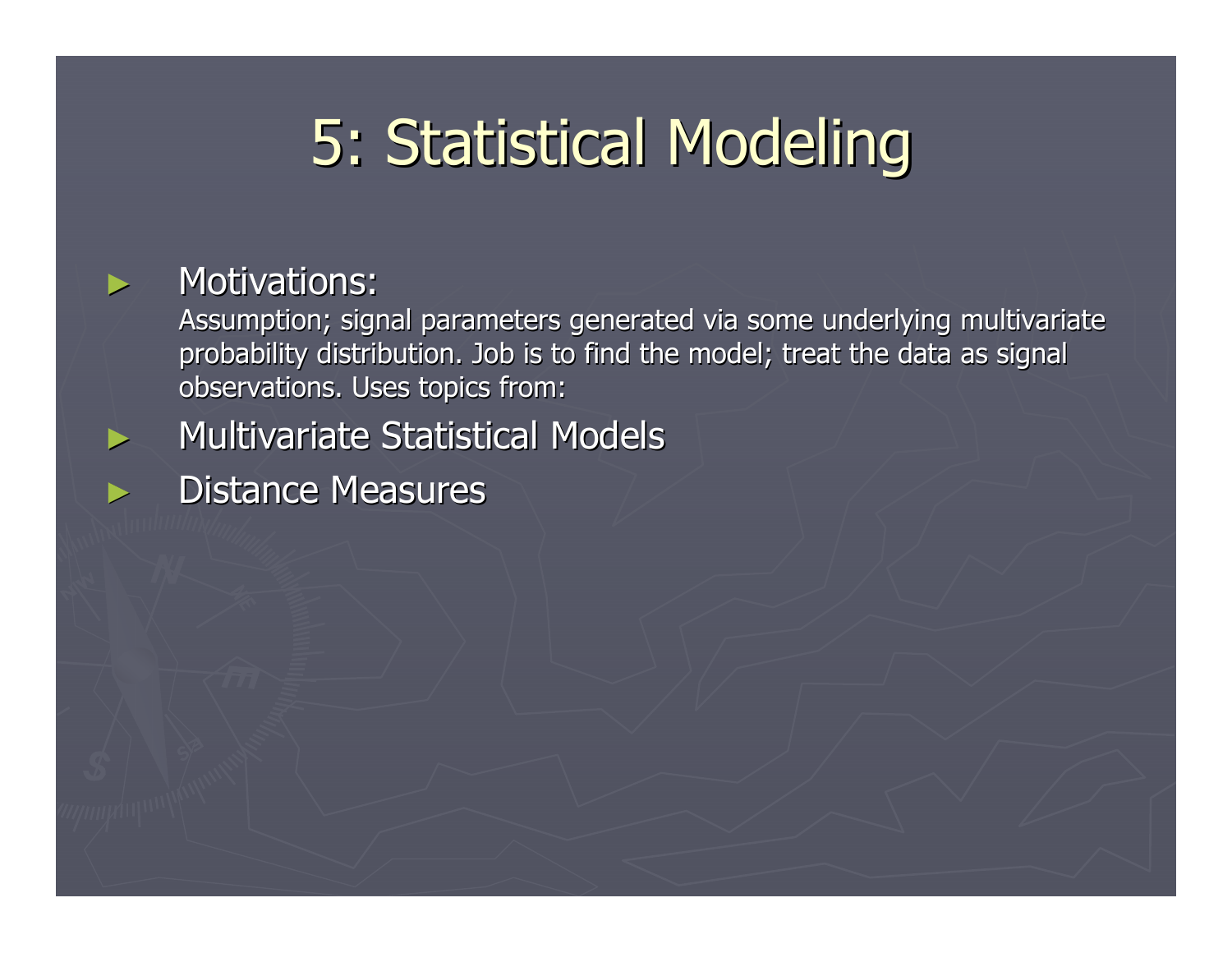# 5: Statistical Modeling

- Motivations:
  Assumption; signal parameters generated via some underlying multivariate probability distribution. Job is to find the model; treat the data as signal observations. Uses topics from:
- Multivariate Statistical Models
- Distance Measures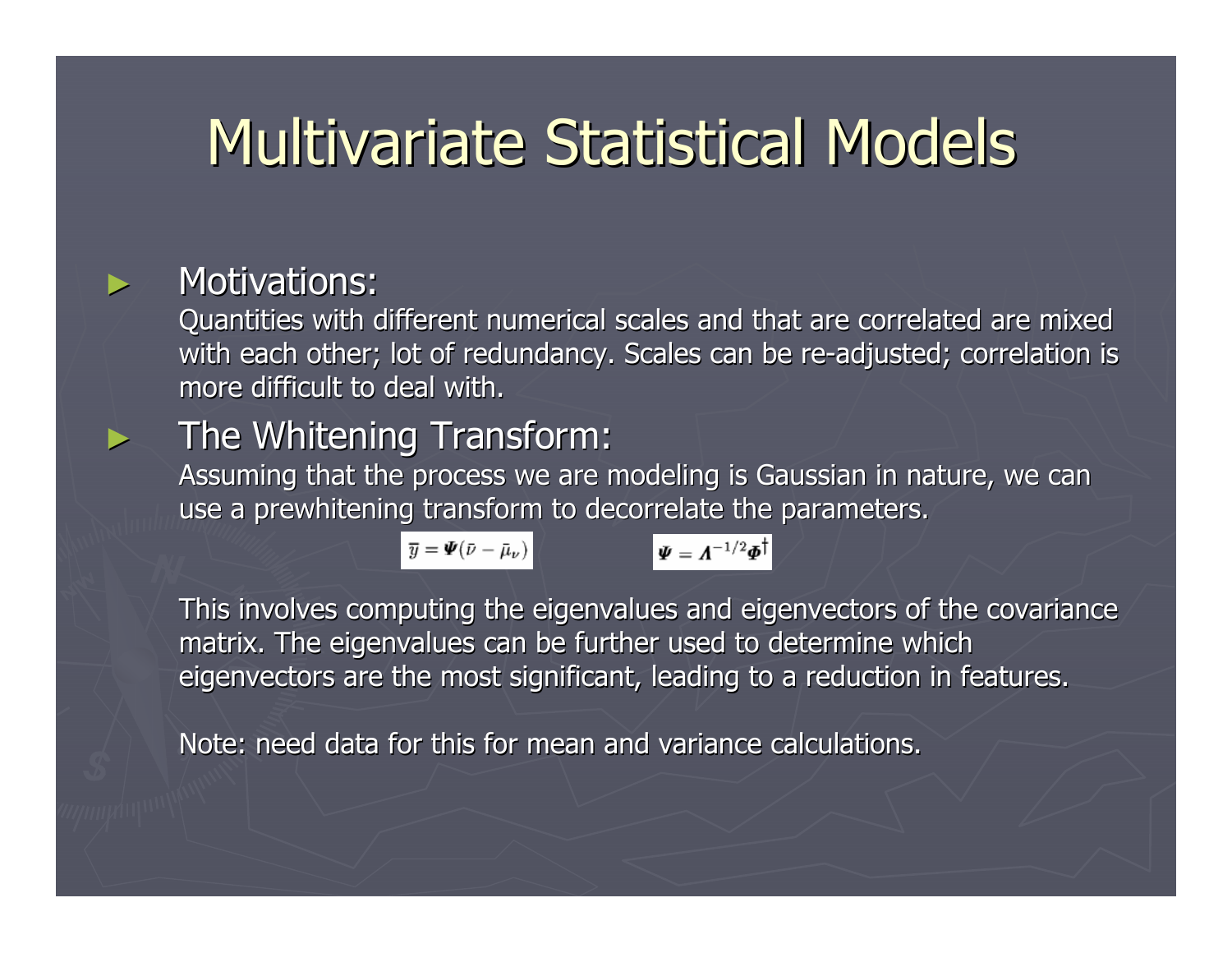# Multivariate Statistical Models

- **Motivations:**
  Quantities with different numerical scales and that are correlated are mixed with each other; lot of redundancy. Scales can be re-adjusted; correlation is more difficult to deal with.

- **The Whitening Transform:**
  Assuming that the process we are modeling is Gaussian in nature, we can use a prewhitening transform to decorrelate the parameters.

$$\bar{y} = \boldsymbol{\Psi}(\bar{\nu} - \bar{\mu}_{\nu}) \qquad \boldsymbol{\Psi} = \boldsymbol{\Lambda}^{-1/2}\boldsymbol{\Phi}^{\dagger}$$

  This involves computing the eigenvalues and eigenvectors of the covariance matrix. The eigenvalues can be further used to determine which eigenvectors are the most significant, leading to a reduction in features.

  Note: need data for this for mean and variance calculations.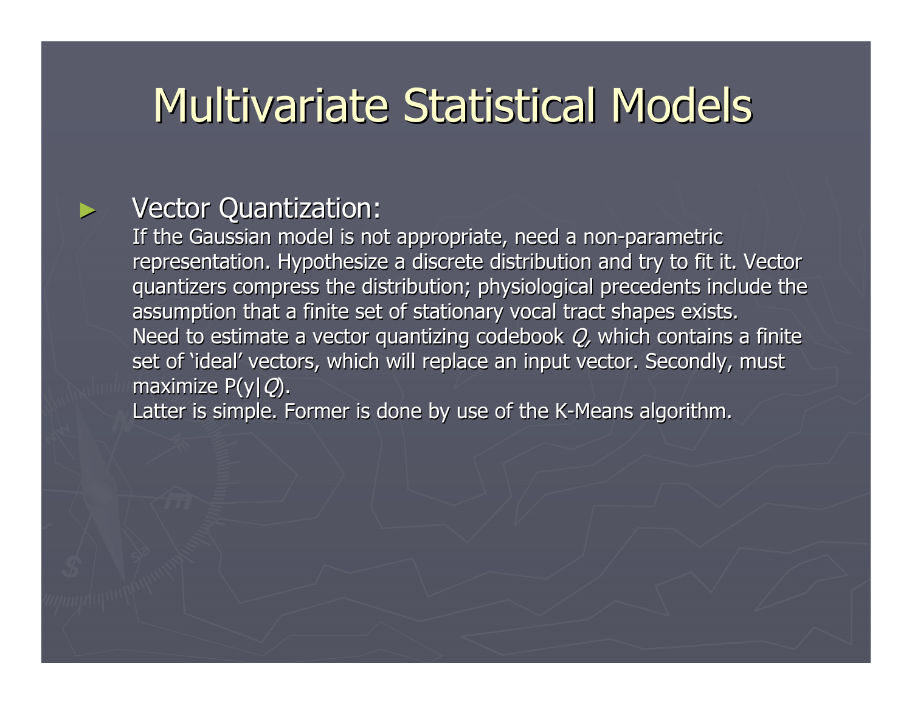# Multivariate Statistical Models

- Vector Quantization:

  If the Gaussian model is not appropriate, need a non-parametric representation. Hypothesize a discrete distribution and try to fit it. Vector quantizers compress the distribution; physiological precedents include the assumption that a finite set of stationary vocal tract shapes exists.
  Need to estimate a vector quantizing codebook *Q,* which contains a finite set of 'ideal' vectors, which will replace an input vector. Secondly, must maximize $P(y|Q)$.
  Latter is simple. Former is done by use of the K-Means algorithm.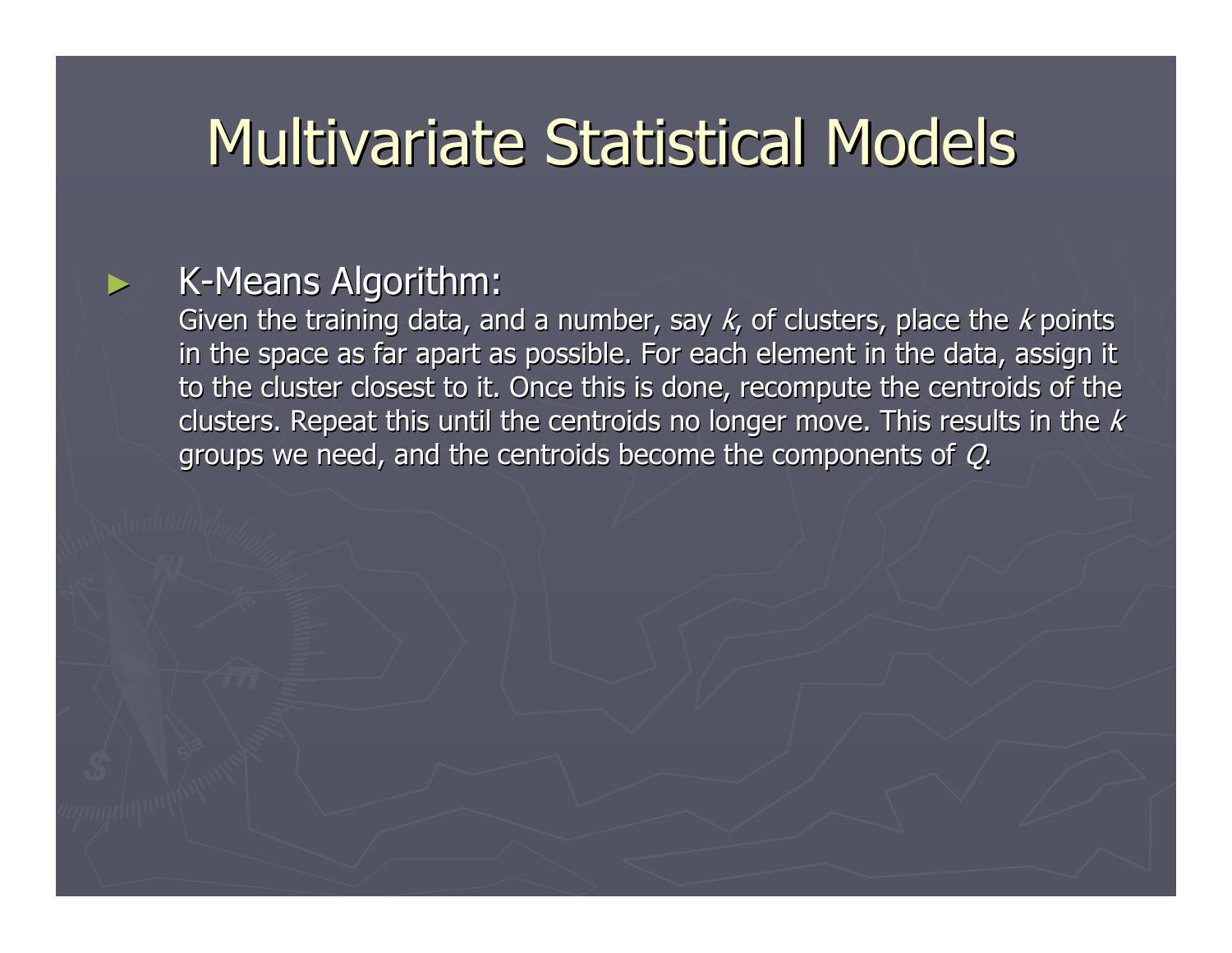# Multivariate Statistical Models

- K-Means Algorithm:
  Given the training data, and a number, say $k$, of clusters, place the $k$ points in the space as far apart as possible. For each element in the data, assign it to the cluster closest to it. Once this is done, recompute the centroids of the clusters. Repeat this until the centroids no longer move. This results in the $k$ groups we need, and the centroids become the components of $Q$.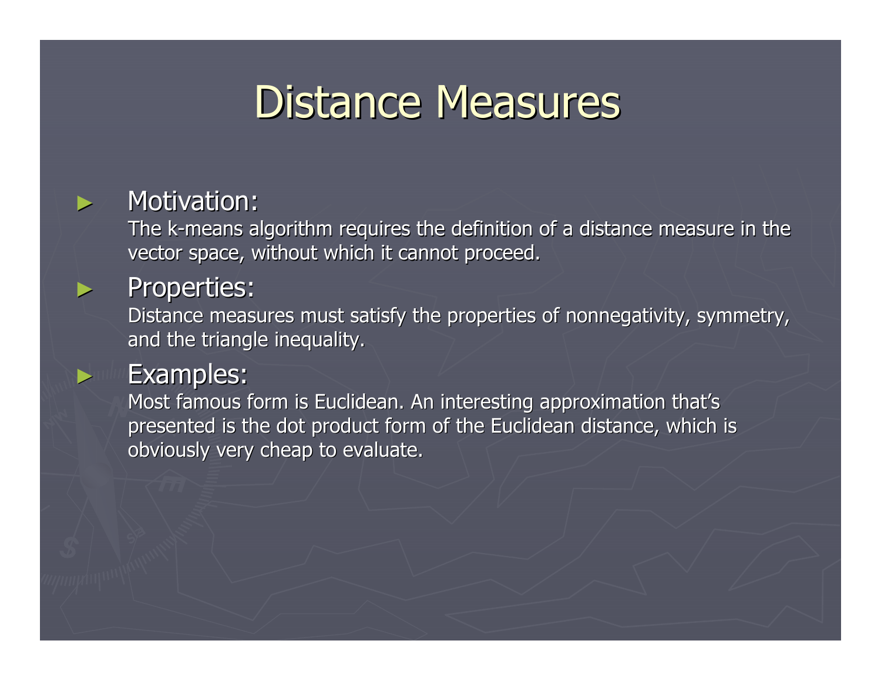# Distance Measures

- **Motivation:**
  The k-means algorithm requires the definition of a distance measure in the vector space, without which it cannot proceed.
- **Properties:**
  Distance measures must satisfy the properties of nonnegativity, symmetry, and the triangle inequality.
- **Examples:**
  Most famous form is Euclidean. An interesting approximation that's presented is the dot product form of the Euclidean distance, which is obviously very cheap to evaluate.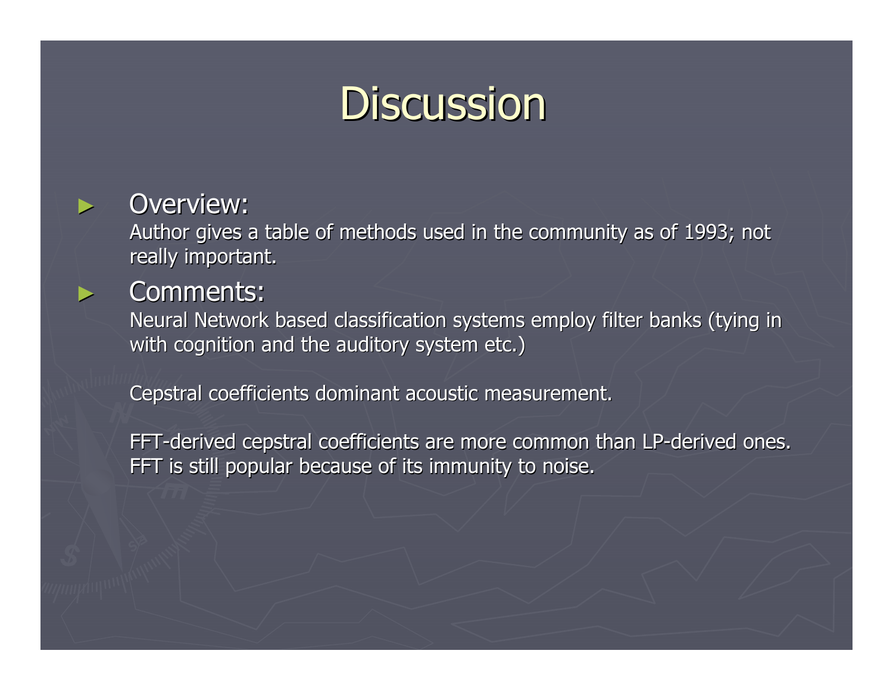# Discussion

- **Overview:**
  Author gives a table of methods used in the community as of 1993; not really important.

- **Comments:**
  Neural Network based classification systems employ filter banks (tying in with cognition and the auditory system etc.)

  Cepstral coefficients dominant acoustic measurement.

  FFT-derived cepstral coefficients are more common than LP-derived ones. FFT is still popular because of its immunity to noise.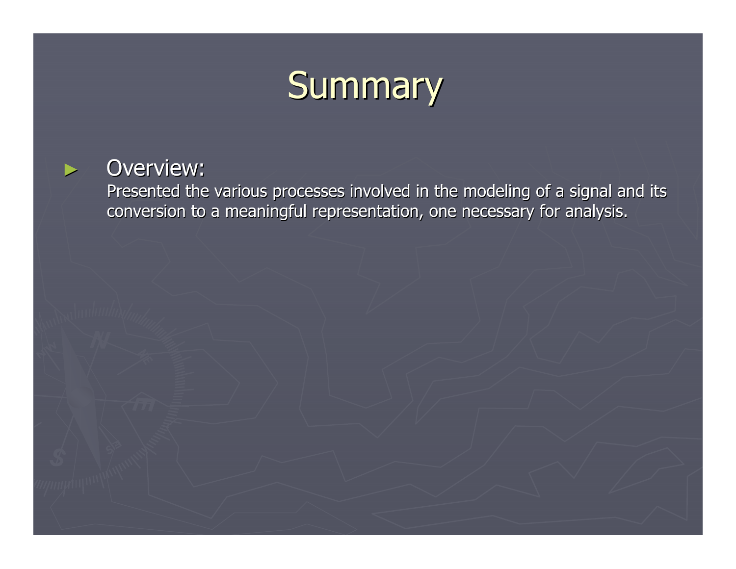# Summary

- Overview:
  Presented the various processes involved in the modeling of a signal and its conversion to a meaningful representation, one necessary for analysis.